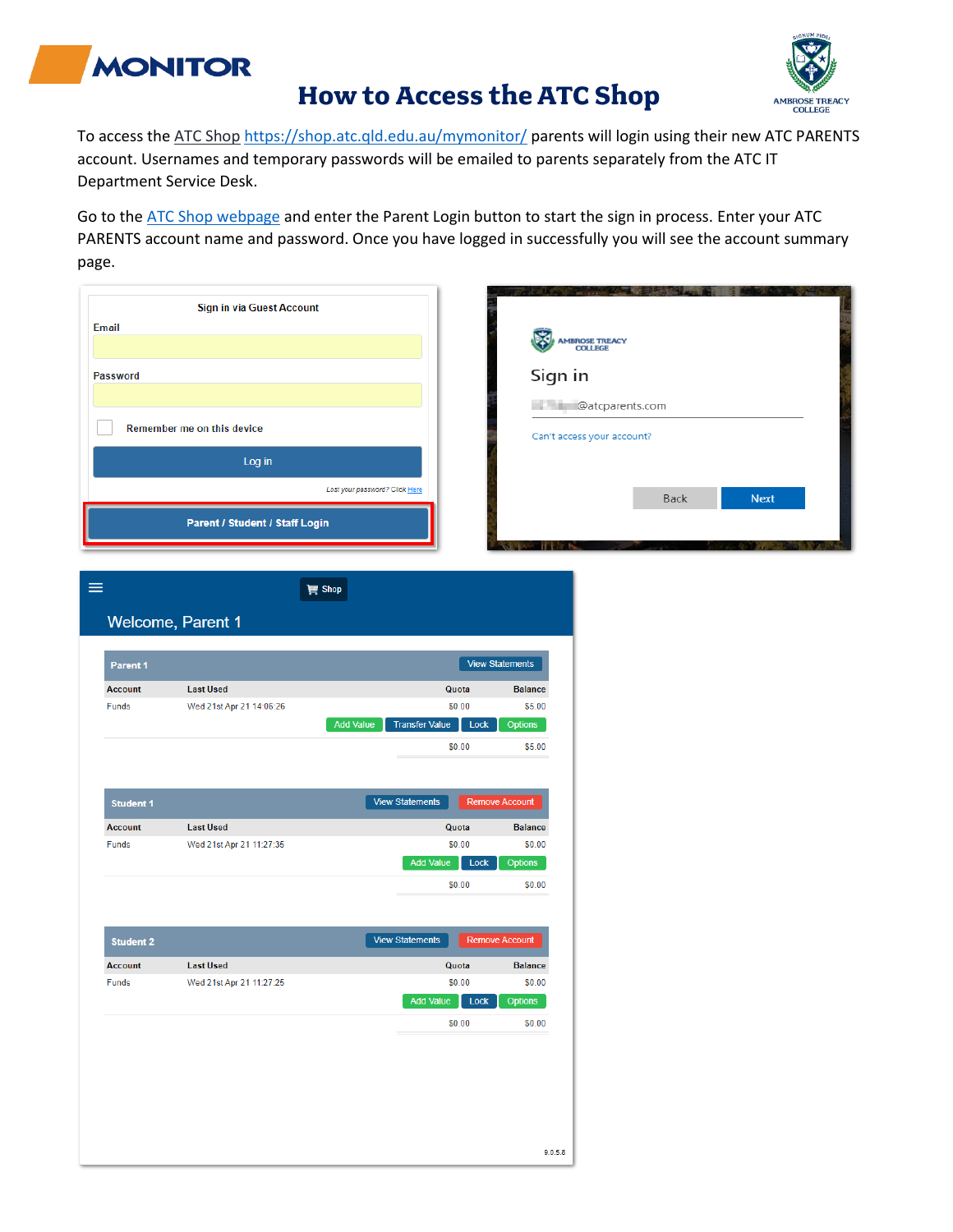# How to Access the ATC Shop

To access the ATC Shop https://shop.atc.qld.edu.au/mymonitor/ parents will login using their new ATC PARENTS account. Usernames and temporary passwords will be emailed to parents separately from the ATC IT Department Service Desk.

Go to the ATC Shop webpage and enter the Parent Login button to start the sign in process. Enter your ATC PARENTS account name and password. Once you have logged in successfully you will see the account summary page.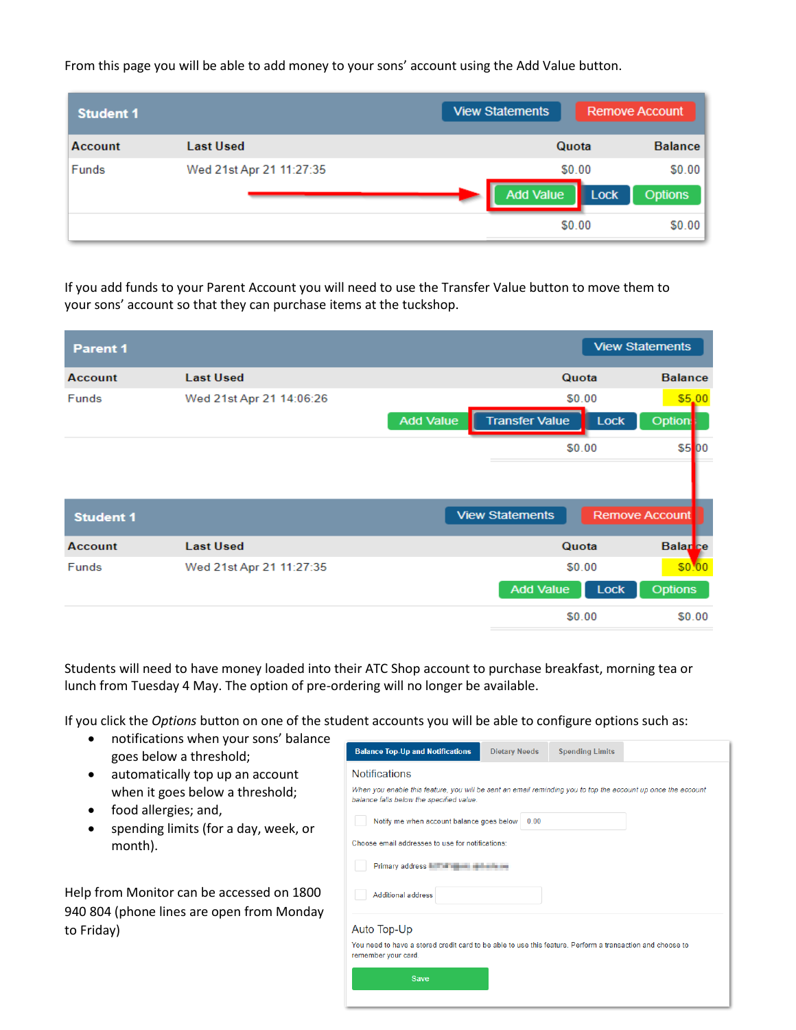From this page you will be able to add money to your sons' account using the Add Value button.

**Student 1** — View Statements | Remove Account

| Account | Last Used | Quota | Balance |
| --- | --- | --- | --- |
| Funds | Wed 21st Apr 21 11:27:35 | $0.00 | $0.00 |
| | Add Value / Lock / Options | | |
| | | $0.00 | $0.00 |

If you add funds to your Parent Account you will need to use the Transfer Value button to move them to your sons' account so that they can purchase items at the tuckshop.

**Parent 1** — View Statements

| Account | Last Used | Quota | Balance |
| --- | --- | --- | --- |
| Funds | Wed 21st Apr 21 14:06:26 | $0.00 | $5.00 |
| | Add Value / Transfer Value / Lock / Options | | |
| | | $0.00 | $5.00 |

**Student 1** — View Statements | Remove Account

| Account | Last Used | Quota | Balance |
| --- | --- | --- | --- |
| Funds | Wed 21st Apr 21 11:27:35 | $0.00 | $0.00 |
| | Add Value / Lock / Options | | |
| | | $0.00 | $0.00 |

Students will need to have money loaded into their ATC Shop account to purchase breakfast, morning tea or lunch from Tuesday 4 May. The option of pre-ordering will no longer be available.

If you click the *Options* button on one of the student accounts you will be able to configure options such as:

- notifications when your sons' balance goes below a threshold;
- automatically top up an account when it goes below a threshold;
- food allergies; and,
- spending limits (for a day, week, or month).

Balance Top-Up and Notifications | Dietary Needs | Spending Limits

Notifications

*When you enable this feature, you will be sent an email reminding you to top the account up once the account balance falls below the specified value.*

Notify me when account balance goes below 0.00

Choose email addresses to use for notifications:

Primary address

Additional address

Auto Top-Up

You need to have a stored credit card to be able to use this feature. Perform a transaction and choose to remember your card

Save

Help from Monitor can be accessed on 1800 940 804 (phone lines are open from Monday to Friday)